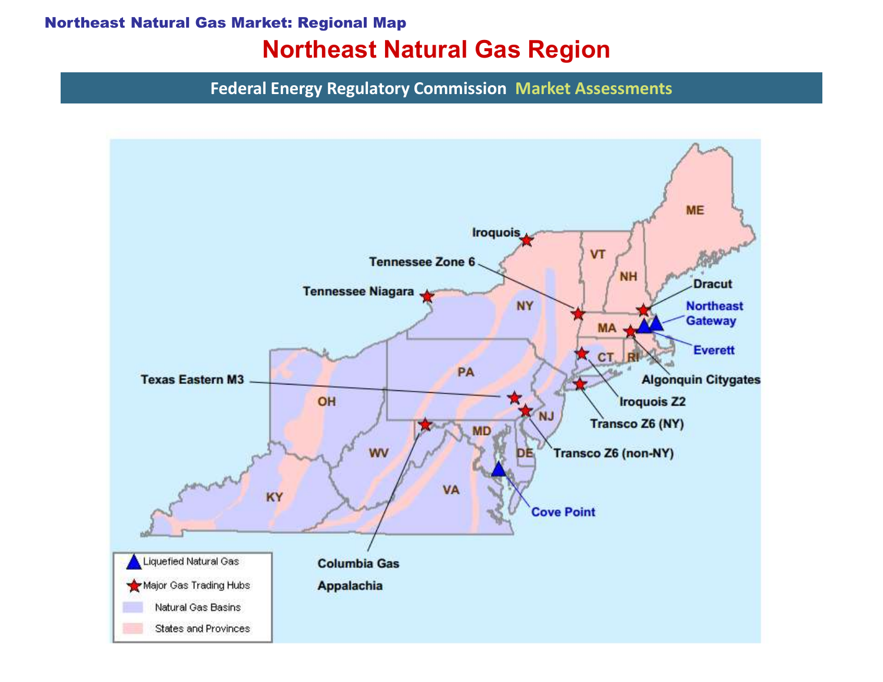**Northeast Natural Gas Market: Regional Map**

# Northeast Natural Gas Region

Federal Energy Regulatory Commission Market Assessments

Iroquois

Tennessee Zone 6

Tennessee Niagara

ME

VT

NH

NY

Dracut

Northeast Gateway

MA

Everett

CT

RI

Algonquin Citygates

PA

Texas Eastern M3

OH

Iroquois Z2

NJ

Transco Z6 (NY)

MD

WV

DE

Transco Z6 (non-NY)

KY

VA

Cove Point

Columbia Gas Appalachia

Liquefied Natural Gas

Major Gas Trading Hubs

Natural Gas Basins

States and Provinces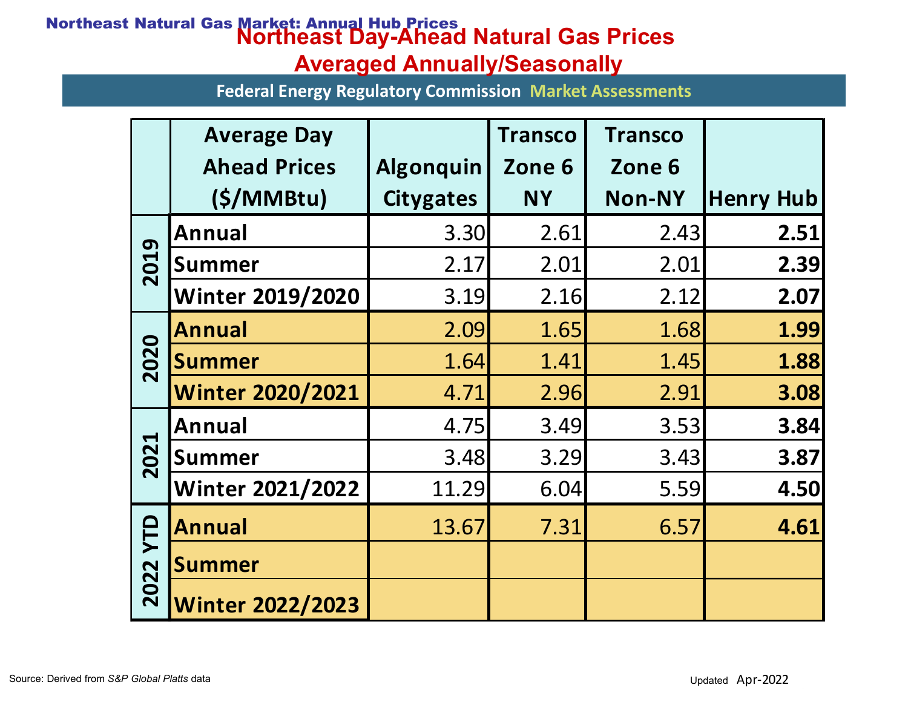**Northeast Natural Gas Market: Annual Hub Prices**

# Northeast Day-Ahead Natural Gas Prices
# Averaged Annually/Seasonally

**Federal Energy Regulatory Commission** Market Assessments

| | Average Day Ahead Prices ($/MMBtu) | Algonquin Citygates | Transco Zone 6 NY | Transco Zone 6 Non-NY | Henry Hub |
|---|---|---|---|---|---|
| 2019 | Annual | 3.30 | 2.61 | 2.43 | **2.51** |
| | Summer | 2.17 | 2.01 | 2.01 | **2.39** |
| | Winter 2019/2020 | 3.19 | 2.16 | 2.12 | **2.07** |
| 2020 | Annual | 2.09 | 1.65 | 1.68 | **1.99** |
| | Summer | 1.64 | 1.41 | 1.45 | **1.88** |
| | Winter 2020/2021 | 4.71 | 2.96 | 2.91 | **3.08** |
| 2021 | Annual | 4.75 | 3.49 | 3.53 | **3.84** |
| | Summer | 3.48 | 3.29 | 3.43 | **3.87** |
| | Winter 2021/2022 | 11.29 | 6.04 | 5.59 | **4.50** |
| 2022 YTD | Annual | 13.67 | 7.31 | 6.57 | **4.61** |
| | Summer | | | | |
| | Winter 2022/2023 | | | | |

Source: Derived from *S&P Global Platts* data

Updated Apr-2022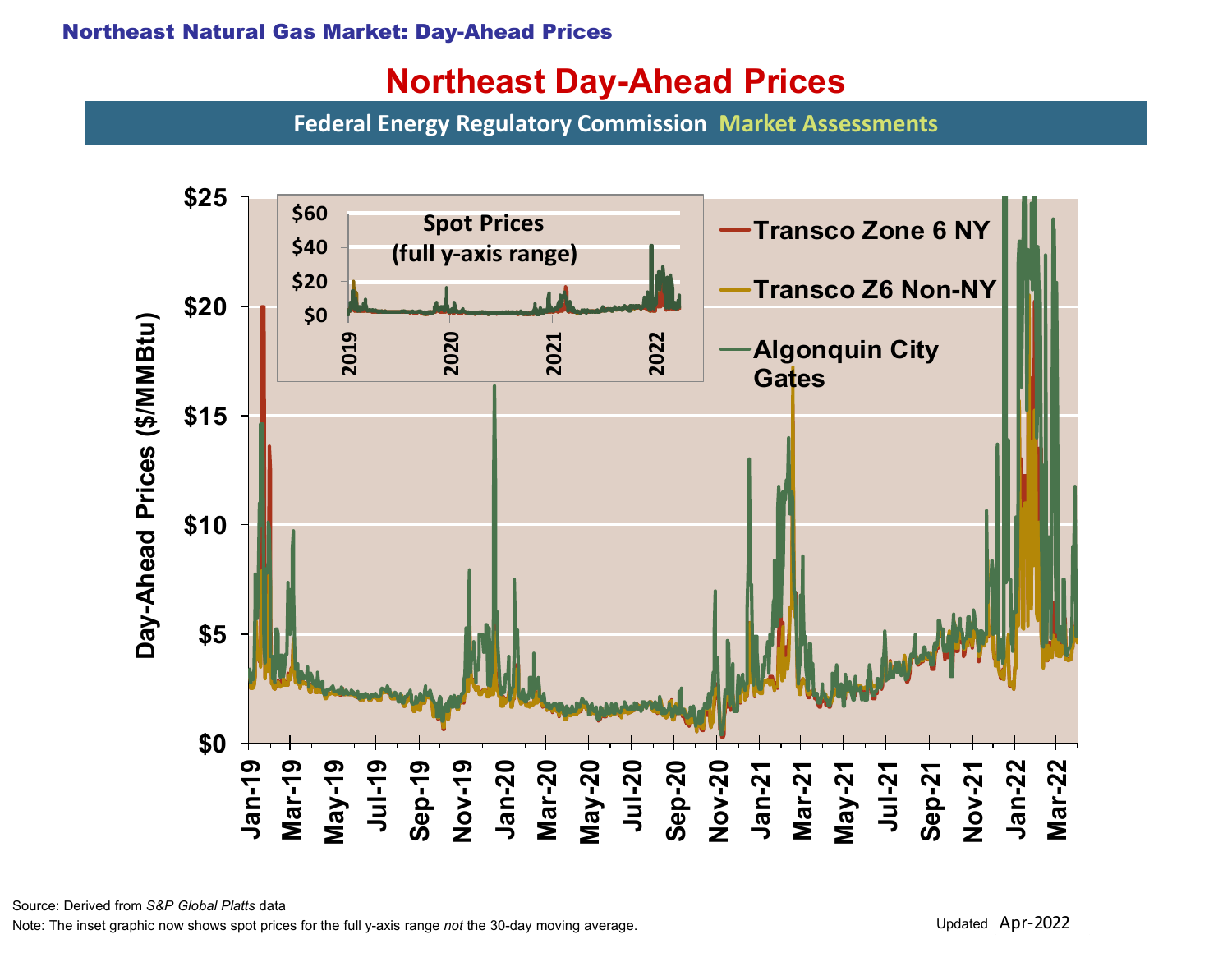Northeast Natural Gas Market: Day-Ahead Prices

# Northeast Day-Ahead Prices

Federal Energy Regulatory Commission Market Assessments

Spot Prices
(full y-axis range)

$60
$40
$20
$0

2019
2020
2021
2022

Transco Zone 6 NY
Transco Z6 Non-NY
Algonquin City Gates

Day-Ahead Prices ($/MMBtu)

$25
$20
$15
$10
$5
$0

Jan-19
Mar-19
May-19
Jul-19
Sep-19
Nov-19
Jan-20
Mar-20
May-20
Jul-20
Sep-20
Nov-20
Jan-21
Mar-21
May-21
Jul-21
Sep-21
Nov-21
Jan-22
Mar-22

Source: Derived from *S&P Global Platts* data

Note: The inset graphic now shows spot prices for the full y-axis range *not* the 30-day moving average.

Updated Apr-2022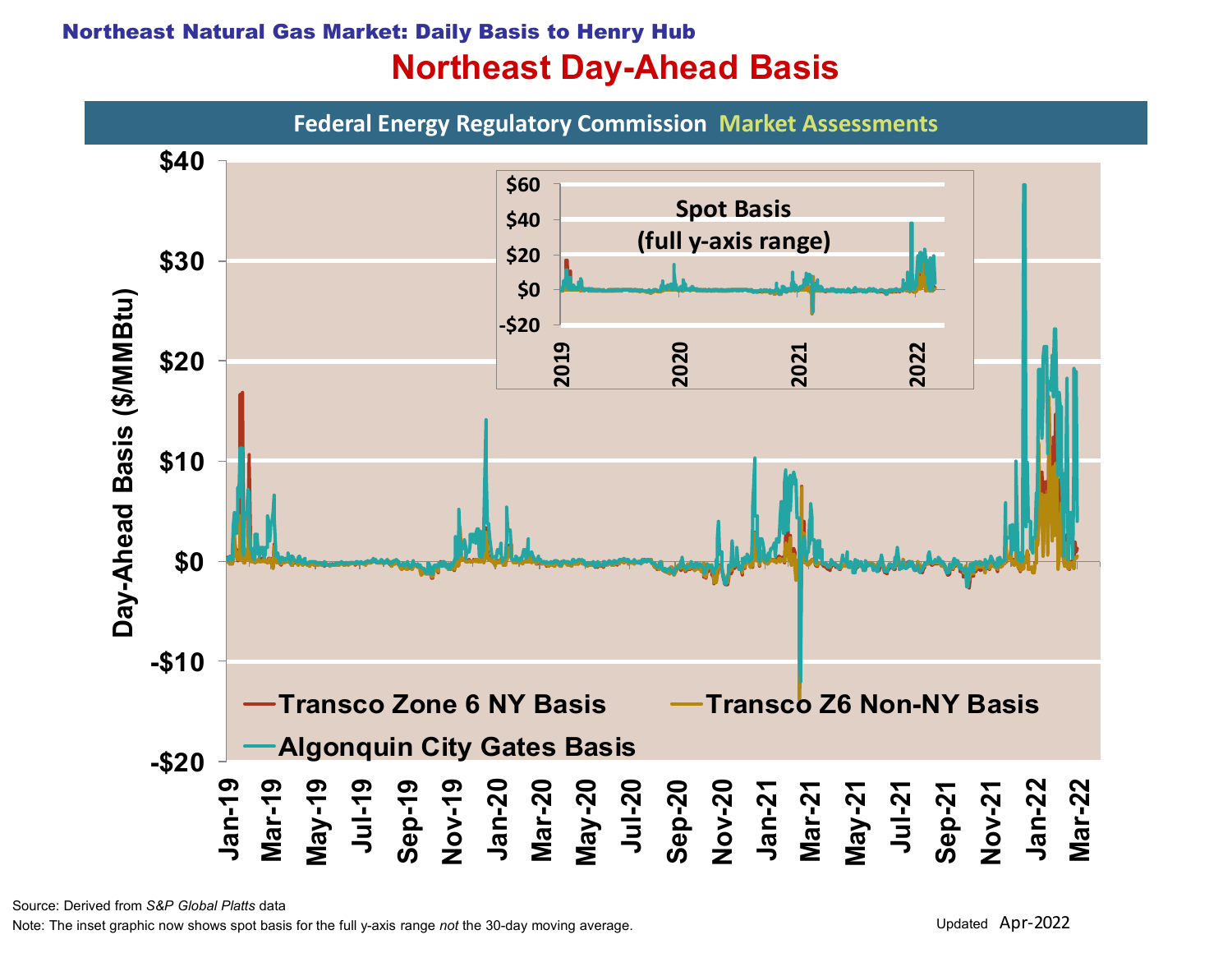# Northeast Natural Gas Market: Daily Basis to Henry Hub

## Northeast Day-Ahead Basis

Federal Energy Regulatory Commission Market Assessments

Spot Basis
(full y-axis range)

$60
$40
$20
$0
-$20

2019
2020
2021
2022

Day-Ahead Basis ($/MMBtu)

$40
$30
$20
$10
$0
-$10
-$20

Transco Zone 6 NY Basis
Transco Z6 Non-NY Basis
Algonquin City Gates Basis

Jan-19
Mar-19
May-19
Jul-19
Sep-19
Nov-19
Jan-20
Mar-20
May-20
Jul-20
Sep-20
Nov-20
Jan-21
Mar-21
May-21
Jul-21
Sep-21
Nov-21
Jan-22
Mar-22

Source: Derived from *S&P Global Platts* data

Note: The inset graphic now shows spot basis for the full y-axis range *not* the 30-day moving average.

Updated Apr-2022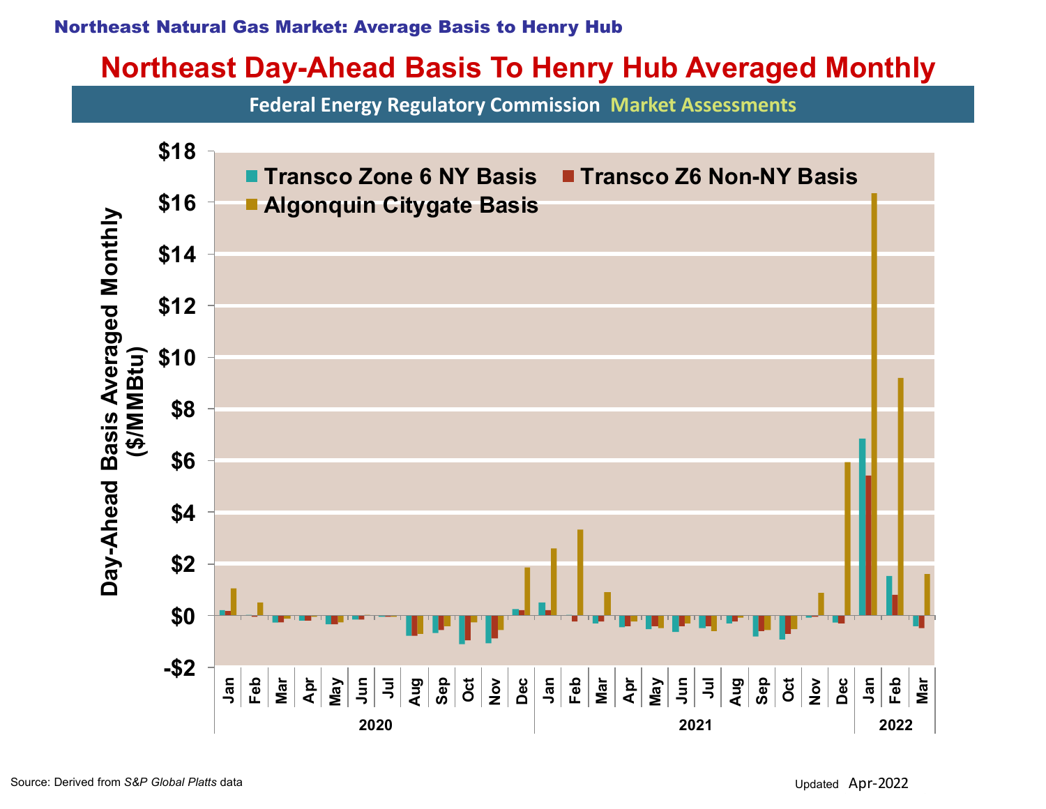Northeast Natural Gas Market: Average Basis to Henry Hub

# Northeast Day-Ahead Basis To Henry Hub Averaged Monthly

Federal Energy Regulatory Commission Market Assessments

Transco Zone 6 NY Basis
Transco Z6 Non-NY Basis
Algonquin Citygate Basis

Day-Ahead Basis Averaged Monthly ($/MMBtu)

$18
$16
$14
$12
$10
$8
$6
$4
$2
$0
-$2

Jan Feb Mar Apr May Jun Jul Aug Sep Oct Nov Dec
2020

Jan Feb Mar Apr May Jun Jul Aug Sep Oct Nov Dec
2021

Jan Feb Mar
2022

Source: Derived from *S&P Global Platts* data

Updated Apr-2022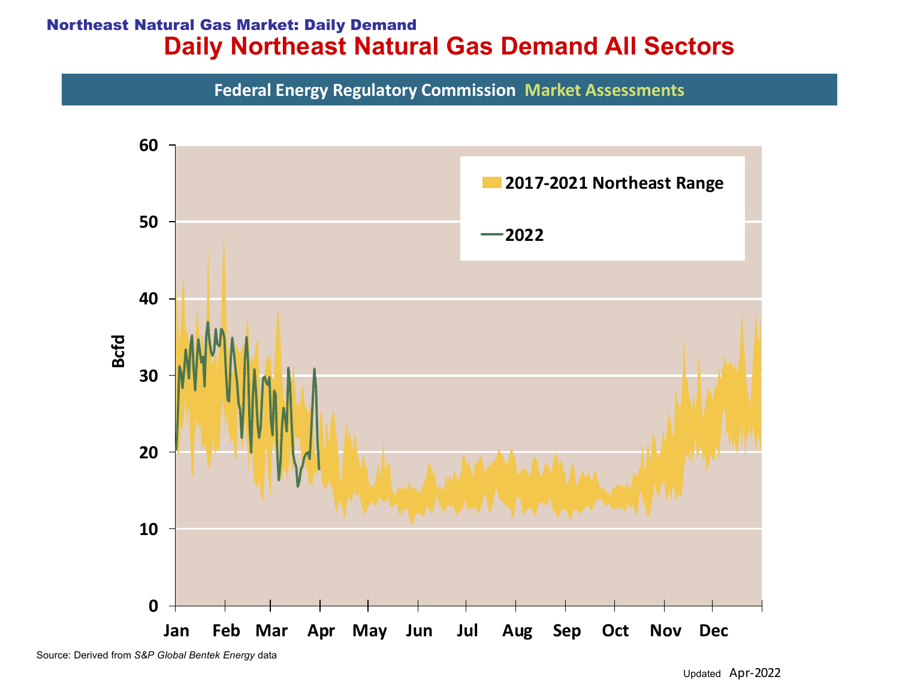Northeast Natural Gas Market: Daily Demand

# Daily Northeast Natural Gas Demand All Sectors

Federal Energy Regulatory Commission Market Assessments

2017-2021 Northeast Range

2022

Bcfd

60

50

40

30

20

10

0

Jan Feb Mar Apr May Jun Jul Aug Sep Oct Nov Dec

Source: Derived from *S&P Global Bentek Energy* data

Updated Apr-2022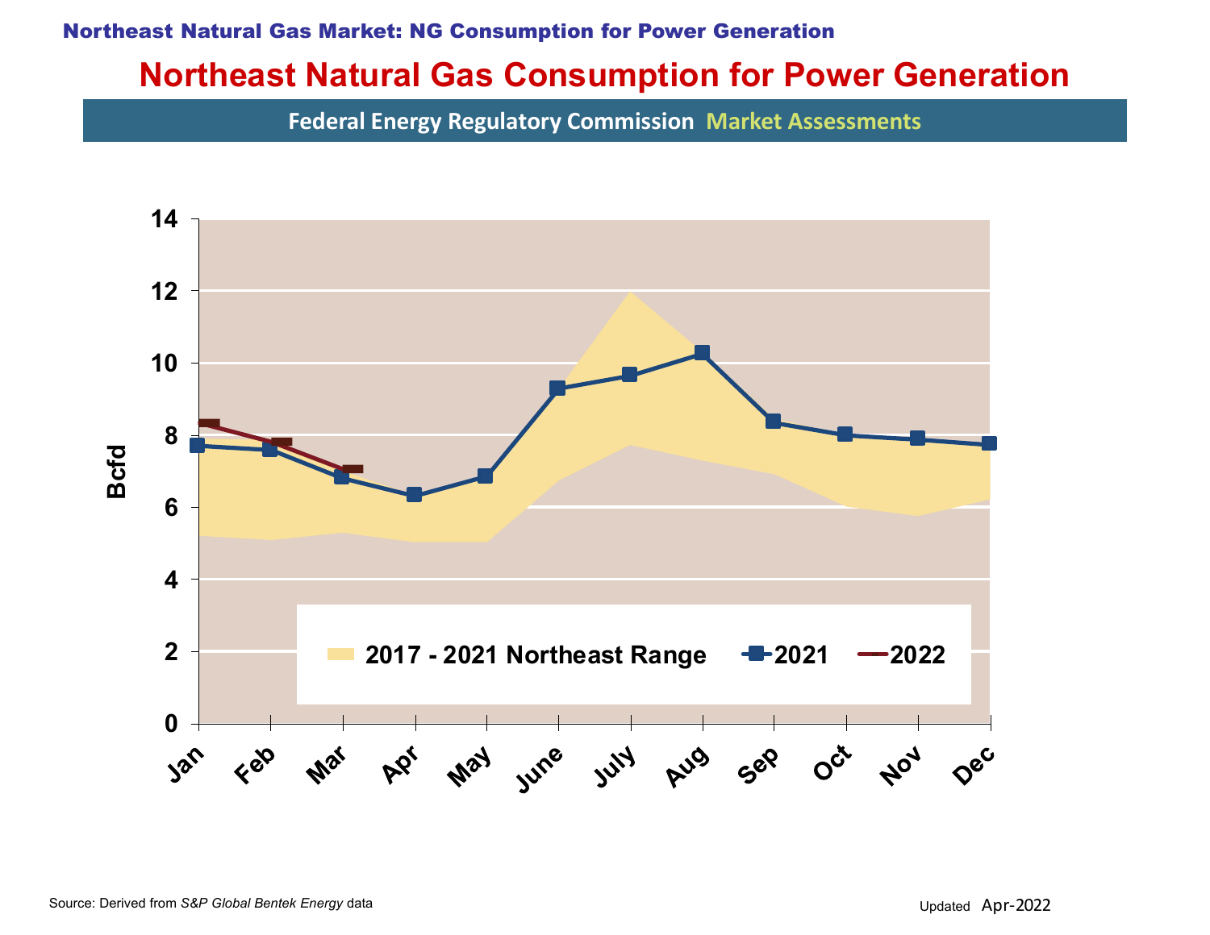Northeast Natural Gas Market: NG Consumption for Power Generation

# Northeast Natural Gas Consumption for Power Generation

Federal Energy Regulatory Commission Market Assessments

Bcfd

14
12
10
8
6
4
2
0

Jan Feb Mar Apr May June July Aug Sep Oct Nov Dec

2017 - 2021 Northeast Range
2021
2022

Source: Derived from *S&P Global Bentek Energy* data

Updated Apr-2022